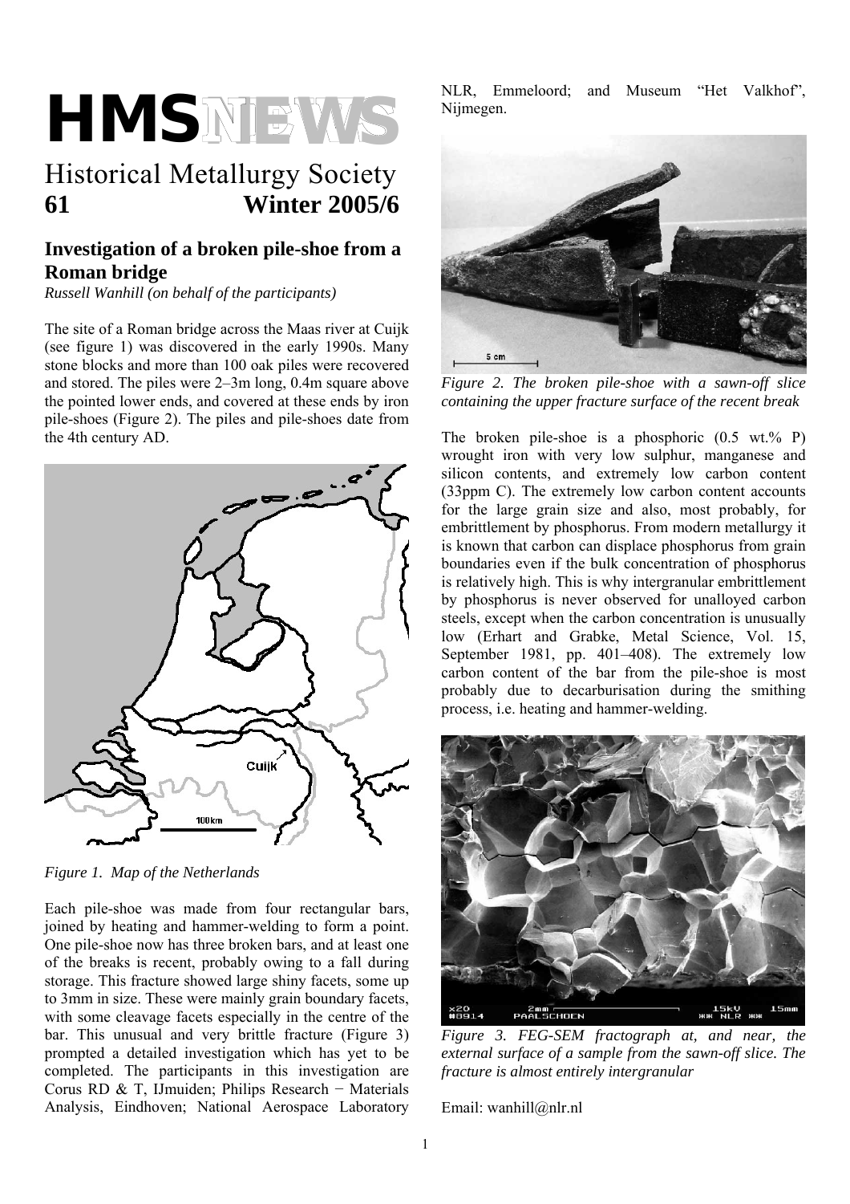# HMSNEWS

Historical Metallurgy Society
**61 Winter 2005/6**

## Investigation of a broken pile-shoe from a Roman bridge

*Russell Wanhill (on behalf of the participants)*

The site of a Roman bridge across the Maas river at Cuijk (see figure 1) was discovered in the early 1990s. Many stone blocks and more than 100 oak piles were recovered and stored. The piles were 2–3m long, 0.4m square above the pointed lower ends, and covered at these ends by iron pile-shoes (Figure 2). The piles and pile-shoes date from the 4th century AD.

*Figure 1. Map of the Netherlands*

Each pile-shoe was made from four rectangular bars, joined by heating and hammer-welding to form a point. One pile-shoe now has three broken bars, and at least one of the breaks is recent, probably owing to a fall during storage. This fracture showed large shiny facets, some up to 3mm in size. These were mainly grain boundary facets, with some cleavage facets especially in the centre of the bar. This unusual and very brittle fracture (Figure 3) prompted a detailed investigation which has yet to be completed. The participants in this investigation are Corus RD & T, IJmuiden; Philips Research − Materials Analysis, Eindhoven; National Aerospace Laboratory NLR, Emmeloord; and Museum "Het Valkhof", Nijmegen.

*Figure 2. The broken pile-shoe with a sawn-off slice containing the upper fracture surface of the recent break*

The broken pile-shoe is a phosphoric (0.5 wt.% P) wrought iron with very low sulphur, manganese and silicon contents, and extremely low carbon content (33ppm C). The extremely low carbon content accounts for the large grain size and also, most probably, for embrittlement by phosphorus. From modern metallurgy it is known that carbon can displace phosphorus from grain boundaries even if the bulk concentration of phosphorus is relatively high. This is why intergranular embrittlement by phosphorus is never observed for unalloyed carbon steels, except when the carbon concentration is unusually low (Erhart and Grabke, Metal Science, Vol. 15, September 1981, pp. 401–408). The extremely low carbon content of the bar from the pile-shoe is most probably due to decarburisation during the smithing process, i.e. heating and hammer-welding.

*Figure 3. FEG-SEM fractograph at, and near, the external surface of a sample from the sawn-off slice. The fracture is almost entirely intergranular*

Email: wanhill@nlr.nl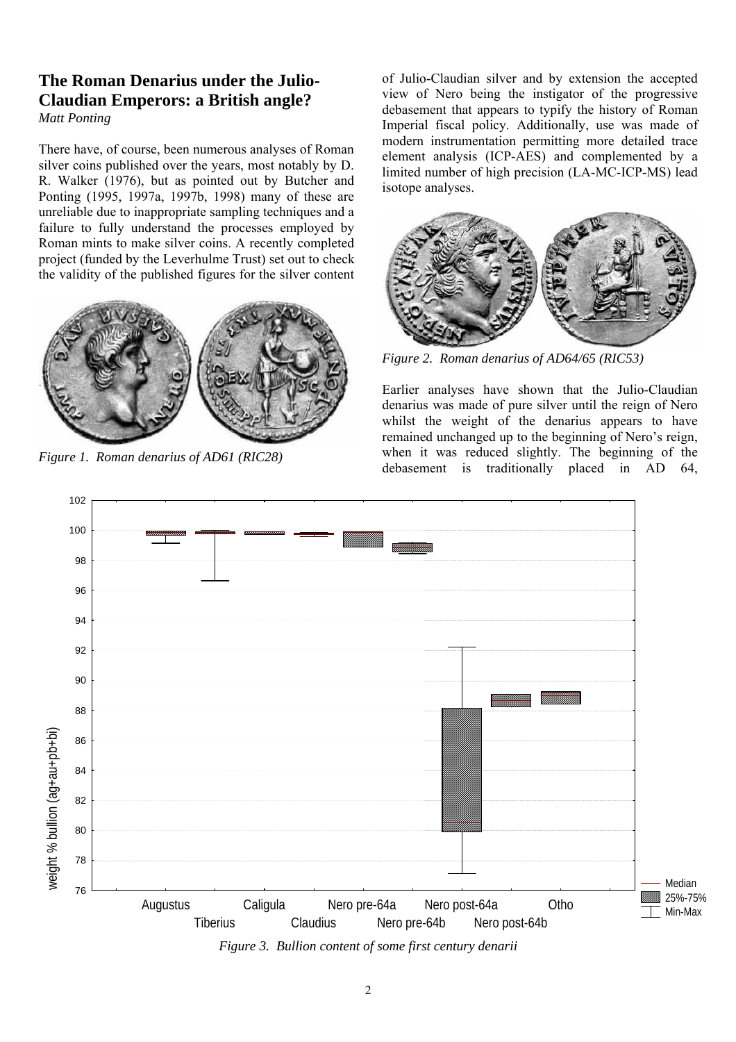## The Roman Denarius under the Julio-Claudian Emperors: a British angle?

*Matt Ponting*

There have, of course, been numerous analyses of Roman silver coins published over the years, most notably by D. R. Walker (1976), but as pointed out by Butcher and Ponting (1995, 1997a, 1997b, 1998) many of these are unreliable due to inappropriate sampling techniques and a failure to fully understand the processes employed by Roman mints to make silver coins. A recently completed project (funded by the Leverhulme Trust) set out to check the validity of the published figures for the silver content of Julio-Claudian silver and by extension the accepted view of Nero being the instigator of the progressive debasement that appears to typify the history of Roman Imperial fiscal policy. Additionally, use was made of modern instrumentation permitting more detailed trace element analysis (ICP-AES) and complemented by a limited number of high precision (LA-MC-ICP-MS) lead isotope analyses.

*Figure 1. Roman denarius of AD61 (RIC28)*

*Figure 2. Roman denarius of AD64/65 (RIC53)*

Earlier analyses have shown that the Julio-Claudian denarius was made of pure silver until the reign of Nero whilst the weight of the denarius appears to have remained unchanged up to the beginning of Nero's reign, when it was reduced slightly. The beginning of the debasement is traditionally placed in AD 64,

*Figure 3. Bullion content of some first century denarii*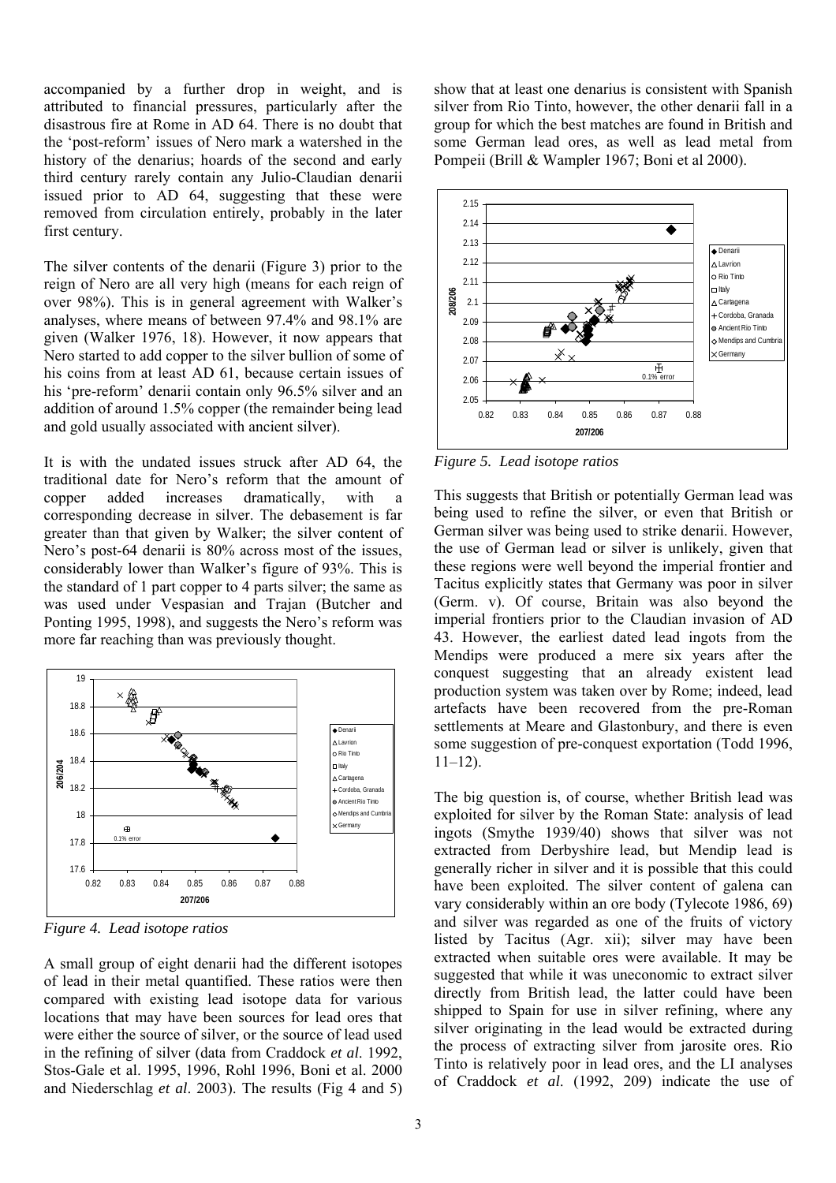accompanied by a further drop in weight, and is attributed to financial pressures, particularly after the disastrous fire at Rome in AD 64. There is no doubt that the 'post-reform' issues of Nero mark a watershed in the history of the denarius; hoards of the second and early third century rarely contain any Julio-Claudian denarii issued prior to AD 64, suggesting that these were removed from circulation entirely, probably in the later first century.

The silver contents of the denarii (Figure 3) prior to the reign of Nero are all very high (means for each reign of over 98%). This is in general agreement with Walker's analyses, where means of between 97.4% and 98.1% are given (Walker 1976, 18). However, it now appears that Nero started to add copper to the silver bullion of some of his coins from at least AD 61, because certain issues of his 'pre-reform' denarii contain only 96.5% silver and an addition of around 1.5% copper (the remainder being lead and gold usually associated with ancient silver).

It is with the undated issues struck after AD 64, the traditional date for Nero's reform that the amount of copper added increases dramatically, with a corresponding decrease in silver. The debasement is far greater than that given by Walker; the silver content of Nero's post-64 denarii is 80% across most of the issues, considerably lower than Walker's figure of 93%. This is the standard of 1 part copper to 4 parts silver; the same as was used under Vespasian and Trajan (Butcher and Ponting 1995, 1998), and suggests the Nero's reform was more far reaching than was previously thought.

*Figure 4. Lead isotope ratios*

A small group of eight denarii had the different isotopes of lead in their metal quantified. These ratios were then compared with existing lead isotope data for various locations that may have been sources for lead ores that were either the source of silver, or the source of lead used in the refining of silver (data from Craddock *et al*. 1992, Stos-Gale et al. 1995, 1996, Rohl 1996, Boni et al. 2000 and Niederschlag *et al*. 2003). The results (Fig 4 and 5) show that at least one denarius is consistent with Spanish silver from Rio Tinto, however, the other denarii fall in a group for which the best matches are found in British and some German lead ores, as well as lead metal from Pompeii (Brill & Wampler 1967; Boni et al 2000).

*Figure 5. Lead isotope ratios*

This suggests that British or potentially German lead was being used to refine the silver, or even that British or German silver was being used to strike denarii. However, the use of German lead or silver is unlikely, given that these regions were well beyond the imperial frontier and Tacitus explicitly states that Germany was poor in silver (Germ. v). Of course, Britain was also beyond the imperial frontiers prior to the Claudian invasion of AD 43. However, the earliest dated lead ingots from the Mendips were produced a mere six years after the conquest suggesting that an already existent lead production system was taken over by Rome; indeed, lead artefacts have been recovered from the pre-Roman settlements at Meare and Glastonbury, and there is even some suggestion of pre-conquest exportation (Todd 1996, 11–12).

The big question is, of course, whether British lead was exploited for silver by the Roman State: analysis of lead ingots (Smythe 1939/40) shows that silver was not extracted from Derbyshire lead, but Mendip lead is generally richer in silver and it is possible that this could have been exploited. The silver content of galena can vary considerably within an ore body (Tylecote 1986, 69) and silver was regarded as one of the fruits of victory listed by Tacitus (Agr. xii); silver may have been extracted when suitable ores were available. It may be suggested that while it was uneconomic to extract silver directly from British lead, the latter could have been shipped to Spain for use in silver refining, where any silver originating in the lead would be extracted during the process of extracting silver from jarosite ores. Rio Tinto is relatively poor in lead ores, and the LI analyses of Craddock *et al*. (1992, 209) indicate the use of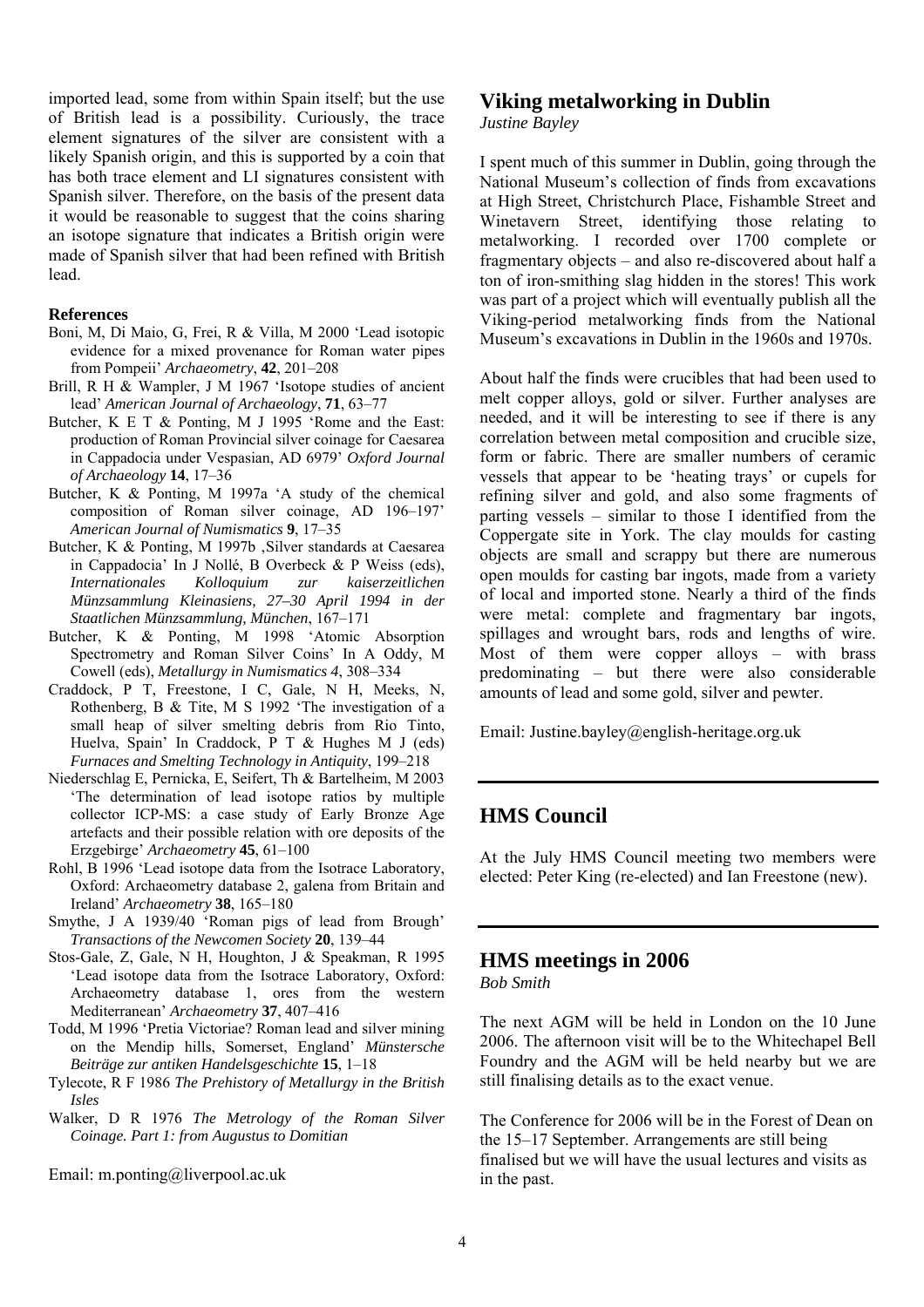imported lead, some from within Spain itself; but the use of British lead is a possibility. Curiously, the trace element signatures of the silver are consistent with a likely Spanish origin, and this is supported by a coin that has both trace element and LI signatures consistent with Spanish silver. Therefore, on the basis of the present data it would be reasonable to suggest that the coins sharing an isotope signature that indicates a British origin were made of Spanish silver that had been refined with British lead.

#### References

- Boni, M, Di Maio, G, Frei, R & Villa, M 2000 'Lead isotopic evidence for a mixed provenance for Roman water pipes from Pompeii' *Archaeometry*, **42**, 201–208
- Brill, R H & Wampler, J M 1967 'Isotope studies of ancient lead' *American Journal of Archaeology*, **71**, 63–77
- Butcher, K E T & Ponting, M J 1995 'Rome and the East: production of Roman Provincial silver coinage for Caesarea in Cappadocia under Vespasian, AD 6979' *Oxford Journal of Archaeology* **14**, 17–36
- Butcher, K & Ponting, M 1997a 'A study of the chemical composition of Roman silver coinage, AD 196–197' *American Journal of Numismatics* **9**, 17–35
- Butcher, K & Ponting, M 1997b ‚Silver standards at Caesarea in Cappadocia' In J Nollé, B Overbeck & P Weiss (eds), *Internationales Kolloquium zur kaiserzeitlichen Münzsammlung Kleinasiens, 27–30 April 1994 in der Staatlichen Münzsammlung, München*, 167–171
- Butcher, K & Ponting, M 1998 'Atomic Absorption Spectrometry and Roman Silver Coins' In A Oddy, M Cowell (eds), *Metallurgy in Numismatics 4*, 308–334
- Craddock, P T, Freestone, I C, Gale, N H, Meeks, N, Rothenberg, B & Tite, M S 1992 'The investigation of a small heap of silver smelting debris from Rio Tinto, Huelva, Spain' In Craddock, P T & Hughes M J (eds) *Furnaces and Smelting Technology in Antiquity*, 199–218
- Niederschlag E, Pernicka, E, Seifert, Th & Bartelheim, M 2003 'The determination of lead isotope ratios by multiple collector ICP-MS: a case study of Early Bronze Age artefacts and their possible relation with ore deposits of the Erzgebirge' *Archaeometry* **45**, 61–100
- Rohl, B 1996 'Lead isotope data from the Isotrace Laboratory, Oxford: Archaeometry database 2, galena from Britain and Ireland' *Archaeometry* **38**, 165–180
- Smythe, J A 1939/40 'Roman pigs of lead from Brough' *Transactions of the Newcomen Society* **20**, 139–44
- Stos-Gale, Z, Gale, N H, Houghton, J & Speakman, R 1995 'Lead isotope data from the Isotrace Laboratory, Oxford: Archaeometry database 1, ores from the western Mediterranean' *Archaeometry* **37**, 407–416
- Todd, M 1996 'Pretia Victoriae? Roman lead and silver mining on the Mendip hills, Somerset, England' *Münstersche Beiträge zur antiken Handelsgeschichte* **15**, 1–18
- Tylecote, R F 1986 *The Prehistory of Metallurgy in the British Isles*
- Walker, D R 1976 *The Metrology of the Roman Silver Coinage. Part 1: from Augustus to Domitian*

Email: m.ponting@liverpool.ac.uk

## Viking metalworking in Dublin

*Justine Bayley*

I spent much of this summer in Dublin, going through the National Museum's collection of finds from excavations at High Street, Christchurch Place, Fishamble Street and Winetavern Street, identifying those relating to metalworking. I recorded over 1700 complete or fragmentary objects – and also re-discovered about half a ton of iron-smithing slag hidden in the stores! This work was part of a project which will eventually publish all the Viking-period metalworking finds from the National Museum's excavations in Dublin in the 1960s and 1970s.

About half the finds were crucibles that had been used to melt copper alloys, gold or silver. Further analyses are needed, and it will be interesting to see if there is any correlation between metal composition and crucible size, form or fabric. There are smaller numbers of ceramic vessels that appear to be 'heating trays' or cupels for refining silver and gold, and also some fragments of parting vessels – similar to those I identified from the Coppergate site in York. The clay moulds for casting objects are small and scrappy but there are numerous open moulds for casting bar ingots, made from a variety of local and imported stone. Nearly a third of the finds were metal: complete and fragmentary bar ingots, spillages and wrought bars, rods and lengths of wire. Most of them were copper alloys – with brass predominating – but there were also considerable amounts of lead and some gold, silver and pewter.

Email: Justine.bayley@english-heritage.org.uk

## HMS Council

At the July HMS Council meeting two members were elected: Peter King (re-elected) and Ian Freestone (new).

## HMS meetings in 2006

*Bob Smith*

The next AGM will be held in London on the 10 June 2006. The afternoon visit will be to the Whitechapel Bell Foundry and the AGM will be held nearby but we are still finalising details as to the exact venue.

The Conference for 2006 will be in the Forest of Dean on the 15–17 September. Arrangements are still being finalised but we will have the usual lectures and visits as in the past.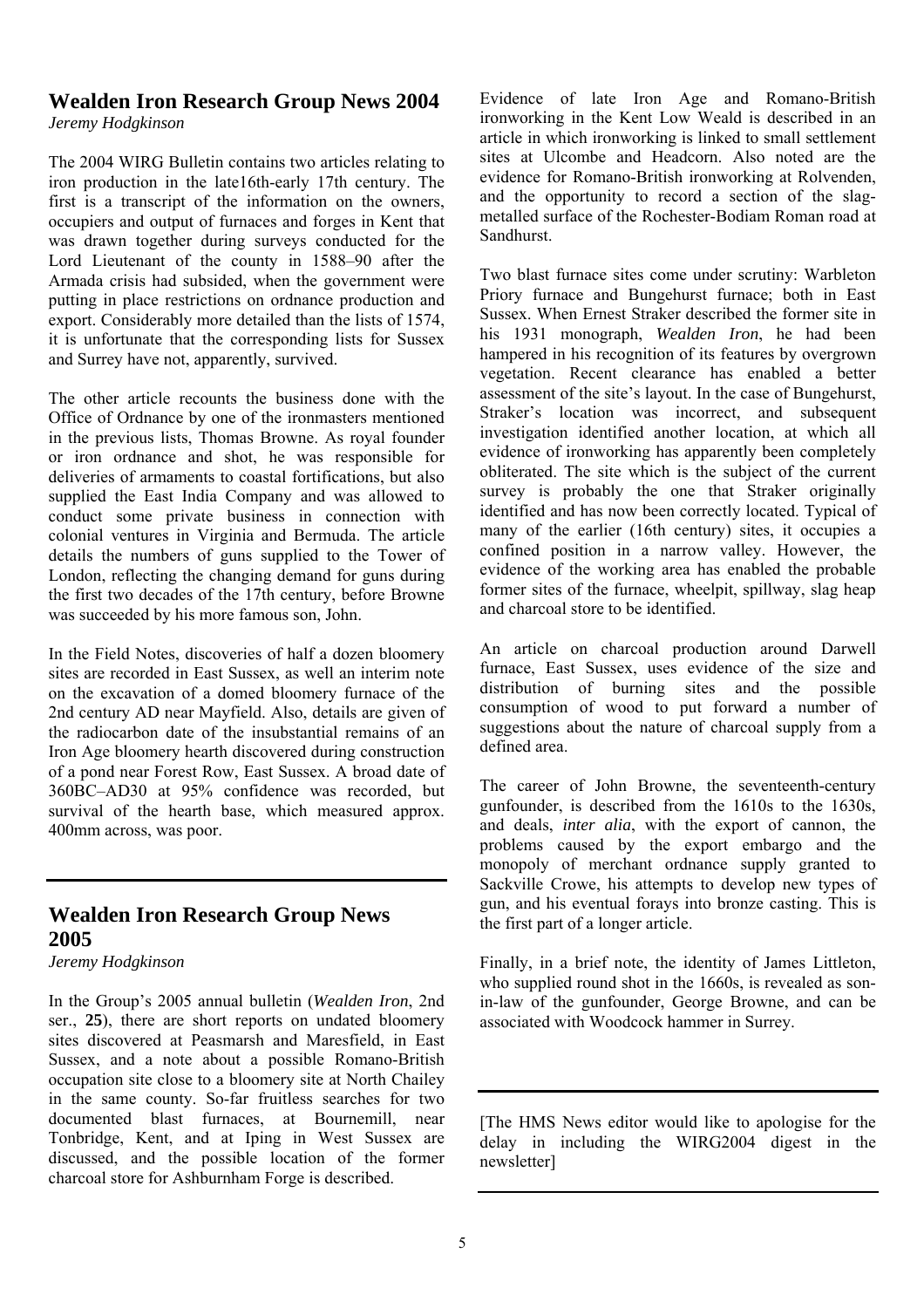## Wealden Iron Research Group News 2004

*Jeremy Hodgkinson*

The 2004 WIRG Bulletin contains two articles relating to iron production in the late16th-early 17th century. The first is a transcript of the information on the owners, occupiers and output of furnaces and forges in Kent that was drawn together during surveys conducted for the Lord Lieutenant of the county in 1588–90 after the Armada crisis had subsided, when the government were putting in place restrictions on ordnance production and export. Considerably more detailed than the lists of 1574, it is unfortunate that the corresponding lists for Sussex and Surrey have not, apparently, survived.

The other article recounts the business done with the Office of Ordnance by one of the ironmasters mentioned in the previous lists, Thomas Browne. As royal founder or iron ordnance and shot, he was responsible for deliveries of armaments to coastal fortifications, but also supplied the East India Company and was allowed to conduct some private business in connection with colonial ventures in Virginia and Bermuda. The article details the numbers of guns supplied to the Tower of London, reflecting the changing demand for guns during the first two decades of the 17th century, before Browne was succeeded by his more famous son, John.

In the Field Notes, discoveries of half a dozen bloomery sites are recorded in East Sussex, as well an interim note on the excavation of a domed bloomery furnace of the 2nd century AD near Mayfield. Also, details are given of the radiocarbon date of the insubstantial remains of an Iron Age bloomery hearth discovered during construction of a pond near Forest Row, East Sussex. A broad date of 360BC–AD30 at 95% confidence was recorded, but survival of the hearth base, which measured approx. 400mm across, was poor.

## Wealden Iron Research Group News 2005

*Jeremy Hodgkinson*

In the Group's 2005 annual bulletin (*Wealden Iron*, 2nd ser., **25**), there are short reports on undated bloomery sites discovered at Peasmarsh and Maresfield, in East Sussex, and a note about a possible Romano-British occupation site close to a bloomery site at North Chailey in the same county. So-far fruitless searches for two documented blast furnaces, at Bournemill, near Tonbridge, Kent, and at Iping in West Sussex are discussed, and the possible location of the former charcoal store for Ashburnham Forge is described.

Evidence of late Iron Age and Romano-British ironworking in the Kent Low Weald is described in an article in which ironworking is linked to small settlement sites at Ulcombe and Headcorn. Also noted are the evidence for Romano-British ironworking at Rolvenden, and the opportunity to record a section of the slag-metalled surface of the Rochester-Bodiam Roman road at Sandhurst.

Two blast furnace sites come under scrutiny: Warbleton Priory furnace and Bungehurst furnace; both in East Sussex. When Ernest Straker described the former site in his 1931 monograph, *Wealden Iron*, he had been hampered in his recognition of its features by overgrown vegetation. Recent clearance has enabled a better assessment of the site's layout. In the case of Bungehurst, Straker's location was incorrect, and subsequent investigation identified another location, at which all evidence of ironworking has apparently been completely obliterated. The site which is the subject of the current survey is probably the one that Straker originally identified and has now been correctly located. Typical of many of the earlier (16th century) sites, it occupies a confined position in a narrow valley. However, the evidence of the working area has enabled the probable former sites of the furnace, wheelpit, spillway, slag heap and charcoal store to be identified.

An article on charcoal production around Darwell furnace, East Sussex, uses evidence of the size and distribution of burning sites and the possible consumption of wood to put forward a number of suggestions about the nature of charcoal supply from a defined area.

The career of John Browne, the seventeenth-century gunfounder, is described from the 1610s to the 1630s, and deals, *inter alia*, with the export of cannon, the problems caused by the export embargo and the monopoly of merchant ordnance supply granted to Sackville Crowe, his attempts to develop new types of gun, and his eventual forays into bronze casting. This is the first part of a longer article.

Finally, in a brief note, the identity of James Littleton, who supplied round shot in the 1660s, is revealed as son-in-law of the gunfounder, George Browne, and can be associated with Woodcock hammer in Surrey.

---

[The HMS News editor would like to apologise for the delay in including the WIRG2004 digest in the newsletter]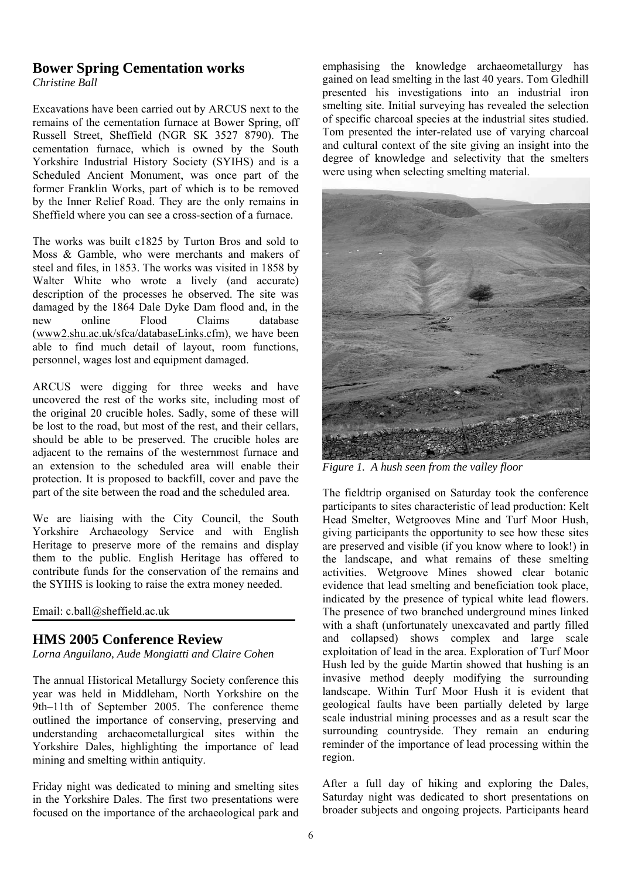## Bower Spring Cementation works

*Christine Ball*

Excavations have been carried out by ARCUS next to the remains of the cementation furnace at Bower Spring, off Russell Street, Sheffield (NGR SK 3527 8790). The cementation furnace, which is owned by the South Yorkshire Industrial History Society (SYIHS) and is a Scheduled Ancient Monument, was once part of the former Franklin Works, part of which is to be removed by the Inner Relief Road. They are the only remains in Sheffield where you can see a cross-section of a furnace.

The works was built c1825 by Turton Bros and sold to Moss & Gamble, who were merchants and makers of steel and files, in 1853. The works was visited in 1858 by Walter White who wrote a lively (and accurate) description of the processes he observed. The site was damaged by the 1864 Dale Dyke Dam flood and, in the new online Flood Claims database (www2.shu.ac.uk/sfca/databaseLinks.cfm), we have been able to find much detail of layout, room functions, personnel, wages lost and equipment damaged.

ARCUS were digging for three weeks and have uncovered the rest of the works site, including most of the original 20 crucible holes. Sadly, some of these will be lost to the road, but most of the rest, and their cellars, should be able to be preserved. The crucible holes are adjacent to the remains of the westernmost furnace and an extension to the scheduled area will enable their protection. It is proposed to backfill, cover and pave the part of the site between the road and the scheduled area.

We are liaising with the City Council, the South Yorkshire Archaeology Service and with English Heritage to preserve more of the remains and display them to the public. English Heritage has offered to contribute funds for the conservation of the remains and the SYIHS is looking to raise the extra money needed.

Email: c.ball@sheffield.ac.uk

## HMS 2005 Conference Review

*Lorna Anguilano, Aude Mongiatti and Claire Cohen*

The annual Historical Metallurgy Society conference this year was held in Middleham, North Yorkshire on the 9th–11th of September 2005. The conference theme outlined the importance of conserving, preserving and understanding archaeometallurgical sites within the Yorkshire Dales, highlighting the importance of lead mining and smelting within antiquity.

Friday night was dedicated to mining and smelting sites in the Yorkshire Dales. The first two presentations were focused on the importance of the archaeological park and emphasising the knowledge archaeometallurgy has gained on lead smelting in the last 40 years. Tom Gledhill presented his investigations into an industrial iron smelting site. Initial surveying has revealed the selection of specific charcoal species at the industrial sites studied. Tom presented the inter-related use of varying charcoal and cultural context of the site giving an insight into the degree of knowledge and selectivity that the smelters were using when selecting smelting material.

*Figure 1. A hush seen from the valley floor*

The fieldtrip organised on Saturday took the conference participants to sites characteristic of lead production: Kelt Head Smelter, Wetgrooves Mine and Turf Moor Hush, giving participants the opportunity to see how these sites are preserved and visible (if you know where to look!) in the landscape, and what remains of these smelting activities. Wetgroove Mines showed clear botanic evidence that lead smelting and beneficiation took place, indicated by the presence of typical white lead flowers. The presence of two branched underground mines linked with a shaft (unfortunately unexcavated and partly filled and collapsed) shows complex and large scale exploitation of lead in the area. Exploration of Turf Moor Hush led by the guide Martin showed that hushing is an invasive method deeply modifying the surrounding landscape. Within Turf Moor Hush it is evident that geological faults have been partially deleted by large scale industrial mining processes and as a result scar the surrounding countryside. They remain an enduring reminder of the importance of lead processing within the region.

After a full day of hiking and exploring the Dales, Saturday night was dedicated to short presentations on broader subjects and ongoing projects. Participants heard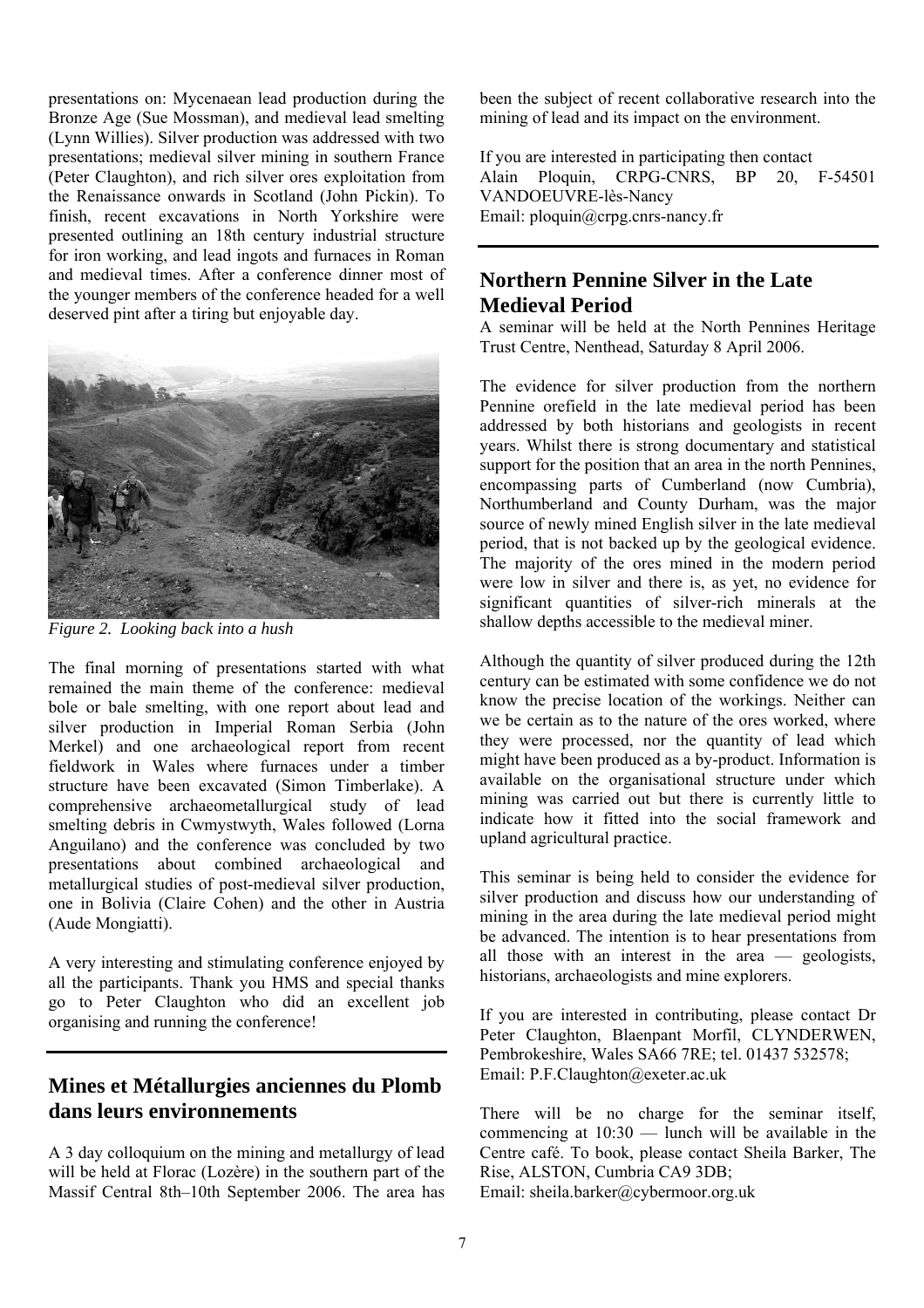presentations on: Mycenaean lead production during the Bronze Age (Sue Mossman), and medieval lead smelting (Lynn Willies). Silver production was addressed with two presentations; medieval silver mining in southern France (Peter Claughton), and rich silver ores exploitation from the Renaissance onwards in Scotland (John Pickin). To finish, recent excavations in North Yorkshire were presented outlining an 18th century industrial structure for iron working, and lead ingots and furnaces in Roman and medieval times. After a conference dinner most of the younger members of the conference headed for a well deserved pint after a tiring but enjoyable day.

*Figure 2. Looking back into a hush*

The final morning of presentations started with what remained the main theme of the conference: medieval bole or bale smelting, with one report about lead and silver production in Imperial Roman Serbia (John Merkel) and one archaeological report from recent fieldwork in Wales where furnaces under a timber structure have been excavated (Simon Timberlake). A comprehensive archaeometallurgical study of lead smelting debris in Cwmystwyth, Wales followed (Lorna Anguilano) and the conference was concluded by two presentations about combined archaeological and metallurgical studies of post-medieval silver production, one in Bolivia (Claire Cohen) and the other in Austria (Aude Mongiatti).

A very interesting and stimulating conference enjoyed by all the participants. Thank you HMS and special thanks go to Peter Claughton who did an excellent job organising and running the conference!

## Mines et Métallurgies anciennes du Plomb dans leurs environnements

A 3 day colloquium on the mining and metallurgy of lead will be held at Florac (Lozère) in the southern part of the Massif Central 8th–10th September 2006. The area has been the subject of recent collaborative research into the mining of lead and its impact on the environment.

If you are interested in participating then contact
Alain Ploquin, CRPG-CNRS, BP 20, F-54501 VANDOEUVRE-lès-Nancy
Email: ploquin@crpg.cnrs-nancy.fr

## Northern Pennine Silver in the Late Medieval Period

A seminar will be held at the North Pennines Heritage Trust Centre, Nenthead, Saturday 8 April 2006.

The evidence for silver production from the northern Pennine orefield in the late medieval period has been addressed by both historians and geologists in recent years. Whilst there is strong documentary and statistical support for the position that an area in the north Pennines, encompassing parts of Cumberland (now Cumbria), Northumberland and County Durham, was the major source of newly mined English silver in the late medieval period, that is not backed up by the geological evidence. The majority of the ores mined in the modern period were low in silver and there is, as yet, no evidence for significant quantities of silver-rich minerals at the shallow depths accessible to the medieval miner.

Although the quantity of silver produced during the 12th century can be estimated with some confidence we do not know the precise location of the workings. Neither can we be certain as to the nature of the ores worked, where they were processed, nor the quantity of lead which might have been produced as a by-product. Information is available on the organisational structure under which mining was carried out but there is currently little to indicate how it fitted into the social framework and upland agricultural practice.

This seminar is being held to consider the evidence for silver production and discuss how our understanding of mining in the area during the late medieval period might be advanced. The intention is to hear presentations from all those with an interest in the area — geologists, historians, archaeologists and mine explorers.

If you are interested in contributing, please contact Dr Peter Claughton, Blaenpant Morfil, CLYNDERWEN, Pembrokeshire, Wales SA66 7RE; tel. 01437 532578;
Email: P.F.Claughton@exeter.ac.uk

There will be no charge for the seminar itself, commencing at 10:30 — lunch will be available in the Centre café. To book, please contact Sheila Barker, The Rise, ALSTON, Cumbria CA9 3DB;
Email: sheila.barker@cybermoor.org.uk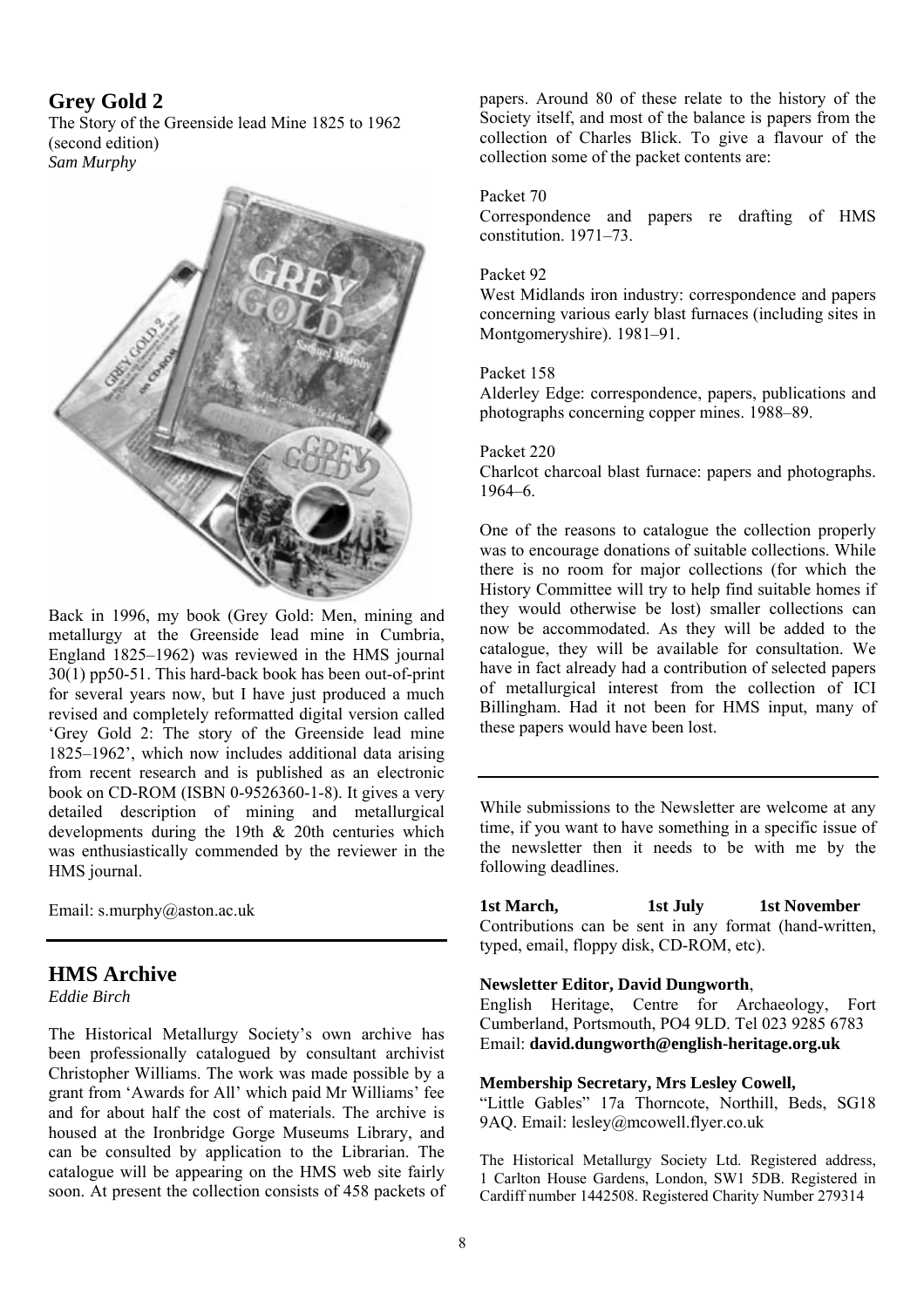## Grey Gold 2

The Story of the Greenside lead Mine 1825 to 1962 (second edition)

*Sam Murphy*

Back in 1996, my book (Grey Gold: Men, mining and metallurgy at the Greenside lead mine in Cumbria, England 1825–1962) was reviewed in the HMS journal 30(1) pp50-51. This hard-back book has been out-of-print for several years now, but I have just produced a much revised and completely reformatted digital version called 'Grey Gold 2: The story of the Greenside lead mine 1825–1962', which now includes additional data arising from recent research and is published as an electronic book on CD-ROM (ISBN 0-9526360-1-8). It gives a very detailed description of mining and metallurgical developments during the 19th & 20th centuries which was enthusiastically commended by the reviewer in the HMS journal.

Email: s.murphy@aston.ac.uk

## HMS Archive

*Eddie Birch*

The Historical Metallurgy Society's own archive has been professionally catalogued by consultant archivist Christopher Williams. The work was made possible by a grant from 'Awards for All' which paid Mr Williams' fee and for about half the cost of materials. The archive is housed at the Ironbridge Gorge Museums Library, and can be consulted by application to the Librarian. The catalogue will be appearing on the HMS web site fairly soon. At present the collection consists of 458 packets of papers. Around 80 of these relate to the history of the Society itself, and most of the balance is papers from the collection of Charles Blick. To give a flavour of the collection some of the packet contents are:

Packet 70
Correspondence and papers re drafting of HMS constitution. 1971–73.

Packet 92
West Midlands iron industry: correspondence and papers concerning various early blast furnaces (including sites in Montgomeryshire). 1981–91.

Packet 158
Alderley Edge: correspondence, papers, publications and photographs concerning copper mines. 1988–89.

Packet 220
Charlcot charcoal blast furnace: papers and photographs. 1964–6.

One of the reasons to catalogue the collection properly was to encourage donations of suitable collections. While there is no room for major collections (for which the History Committee will try to help find suitable homes if they would otherwise be lost) smaller collections can now be accommodated. As they will be added to the catalogue, they will be available for consultation. We have in fact already had a contribution of selected papers of metallurgical interest from the collection of ICI Billingham. Had it not been for HMS input, many of these papers would have been lost.

---

While submissions to the Newsletter are welcome at any time, if you want to have something in a specific issue of the newsletter then it needs to be with me by the following deadlines.

**1st March, 1st July 1st November**

Contributions can be sent in any format (hand-written, typed, email, floppy disk, CD-ROM, etc).

**Newsletter Editor, David Dungworth**,
English Heritage, Centre for Archaeology, Fort Cumberland, Portsmouth, PO4 9LD. Tel 023 9285 6783
Email: **david.dungworth@english-heritage.org.uk**

**Membership Secretary, Mrs Lesley Cowell,**
"Little Gables" 17a Thorncote, Northill, Beds, SG18 9AQ. Email: lesley@mcowell.flyer.co.uk

The Historical Metallurgy Society Ltd. Registered address, 1 Carlton House Gardens, London, SW1 5DB. Registered in Cardiff number 1442508. Registered Charity Number 279314